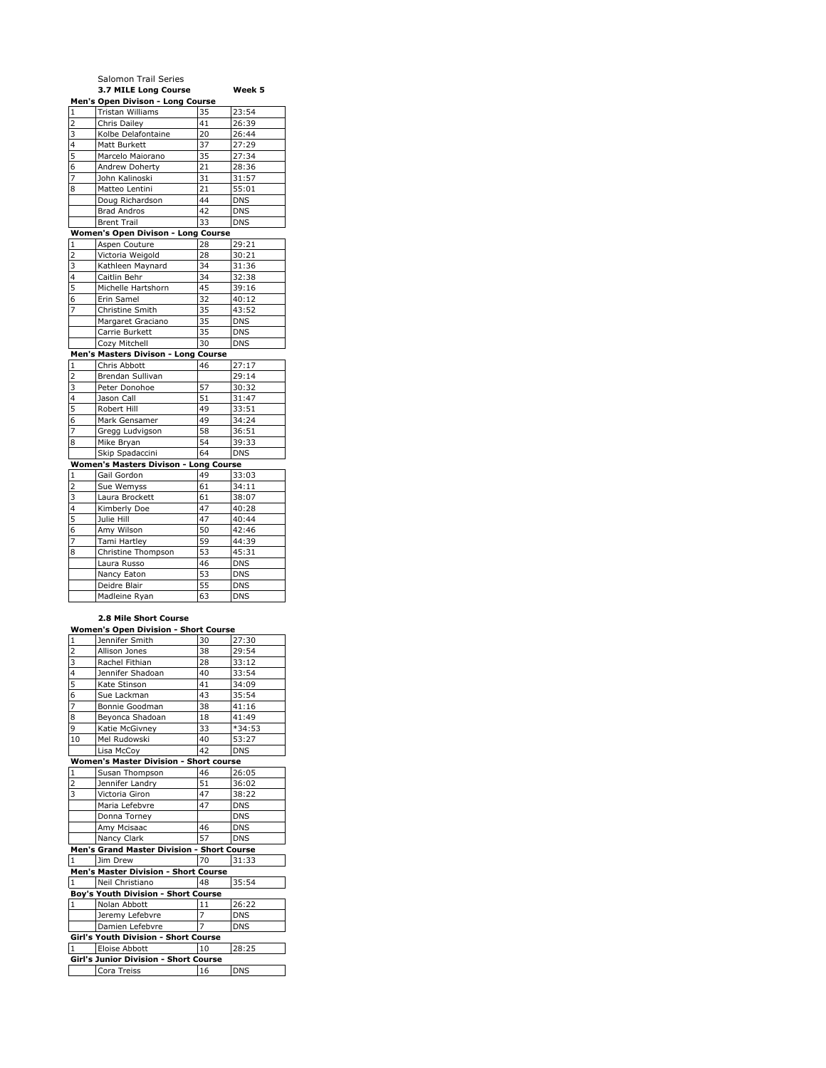Salomon Trail Series

**3.7 MILE Long Course** **Week 5**

**Men's Open Divison - Long Course**

| | | | |
|---|---|---|---|
| 1 | Tristan Williams | 35 | 23:54 |
| 2 | Chris Dailey | 41 | 26:39 |
| 3 | Kolbe Delafontaine | 20 | 26:44 |
| 4 | Matt Burkett | 37 | 27:29 |
| 5 | Marcelo Maiorano | 35 | 27:34 |
| 6 | Andrew Doherty | 21 | 28:36 |
| 7 | John Kalinoski | 31 | 31:57 |
| 8 | Matteo Lentini | 21 | 55:01 |
| | Doug Richardson | 44 | DNS |
| | Brad Andros | 42 | DNS |
| | Brent Trail | 33 | DNS |

**Women's Open Divison - Long Course**

| | | | |
|---|---|---|---|
| 1 | Aspen Couture | 28 | 29:21 |
| 2 | Victoria Weigold | 28 | 30:21 |
| 3 | Kathleen Maynard | 34 | 31:36 |
| 4 | Caitlin Behr | 34 | 32:38 |
| 5 | Michelle Hartshorn | 45 | 39:16 |
| 6 | Erin Samel | 32 | 40:12 |
| 7 | Christine Smith | 35 | 43:52 |
| | Margaret Graciano | 35 | DNS |
| | Carrie Burkett | 35 | DNS |
| | Cozy Mitchell | 30 | DNS |

**Men's Masters Divison - Long Course**

| | | | |
|---|---|---|---|
| 1 | Chris Abbott | 46 | 27:17 |
| 2 | Brendan Sullivan | | 29:14 |
| 3 | Peter Donohoe | 57 | 30:32 |
| 4 | Jason Call | 51 | 31:47 |
| 5 | Robert Hill | 49 | 33:51 |
| 6 | Mark Gensamer | 49 | 34:24 |
| 7 | Gregg Ludvigson | 58 | 36:51 |
| 8 | Mike Bryan | 54 | 39:33 |
| | Skip Spadaccini | 64 | DNS |

**Women's Masters Divison - Long Course**

| | | | |
|---|---|---|---|
| 1 | Gail Gordon | 49 | 33:03 |
| 2 | Sue Wemyss | 61 | 34:11 |
| 3 | Laura Brockett | 61 | 38:07 |
| 4 | Kimberly Doe | 47 | 40:28 |
| 5 | Julie Hill | 47 | 40:44 |
| 6 | Amy Wilson | 50 | 42:46 |
| 7 | Tami Hartley | 59 | 44:39 |
| 8 | Christine Thompson | 53 | 45:31 |
| | Laura Russo | 46 | DNS |
| | Nancy Eaton | 53 | DNS |
| | Deidre Blair | 55 | DNS |
| | Madleine Ryan | 63 | DNS |

**2.8 Mile Short Course**

**Women's Open Division - Short Course**

| | | | |
|---|---|---|---|
| 1 | Jennifer Smith | 30 | 27:30 |
| 2 | Allison Jones | 38 | 29:54 |
| 3 | Rachel Fithian | 28 | 33:12 |
| 4 | Jennifer Shadoan | 40 | 33:54 |
| 5 | Kate Stinson | 41 | 34:09 |
| 6 | Sue Lackman | 43 | 35:54 |
| 7 | Bonnie Goodman | 38 | 41:16 |
| 8 | Beyonca Shadoan | 18 | 41:49 |
| 9 | Katie McGivney | 33 | *34:53 |
| 10 | Mel Rudowski | 40 | 53:27 |
| | Lisa McCoy | 42 | DNS |

**Women's Master Division - Short course**

| | | | |
|---|---|---|---|
| 1 | Susan Thompson | 46 | 26:05 |
| 2 | Jennifer Landry | 51 | 36:02 |
| 3 | Victoria Giron | 47 | 38:22 |
| | Maria Lefebvre | 47 | DNS |
| | Donna Torney | | DNS |
| | Amy Mcisaac | 46 | DNS |
| | Nancy Clark | 57 | DNS |

**Men's Grand Master Division - Short Course**

| | | | |
|---|---|---|---|
| 1 | Jim Drew | 70 | 31:33 |

**Men's Master Division - Short Course**

| | | | |
|---|---|---|---|
| 1 | Neil Christiano | 48 | 35:54 |

**Boy's Youth Division - Short Course**

| | | | |
|---|---|---|---|
| 1 | Nolan Abbott | 11 | 26:22 |
| | Jeremy Lefebvre | 7 | DNS |
| | Damien Lefebvre | 7 | DNS |

**Girl's Youth Division - Short Course**

| | | | |
|---|---|---|---|
| 1 | Eloise Abbott | 10 | 28:25 |

**Girl's Junior Division - Short Course**

| | | | |
|---|---|---|---|
| | Cora Treiss | 16 | DNS |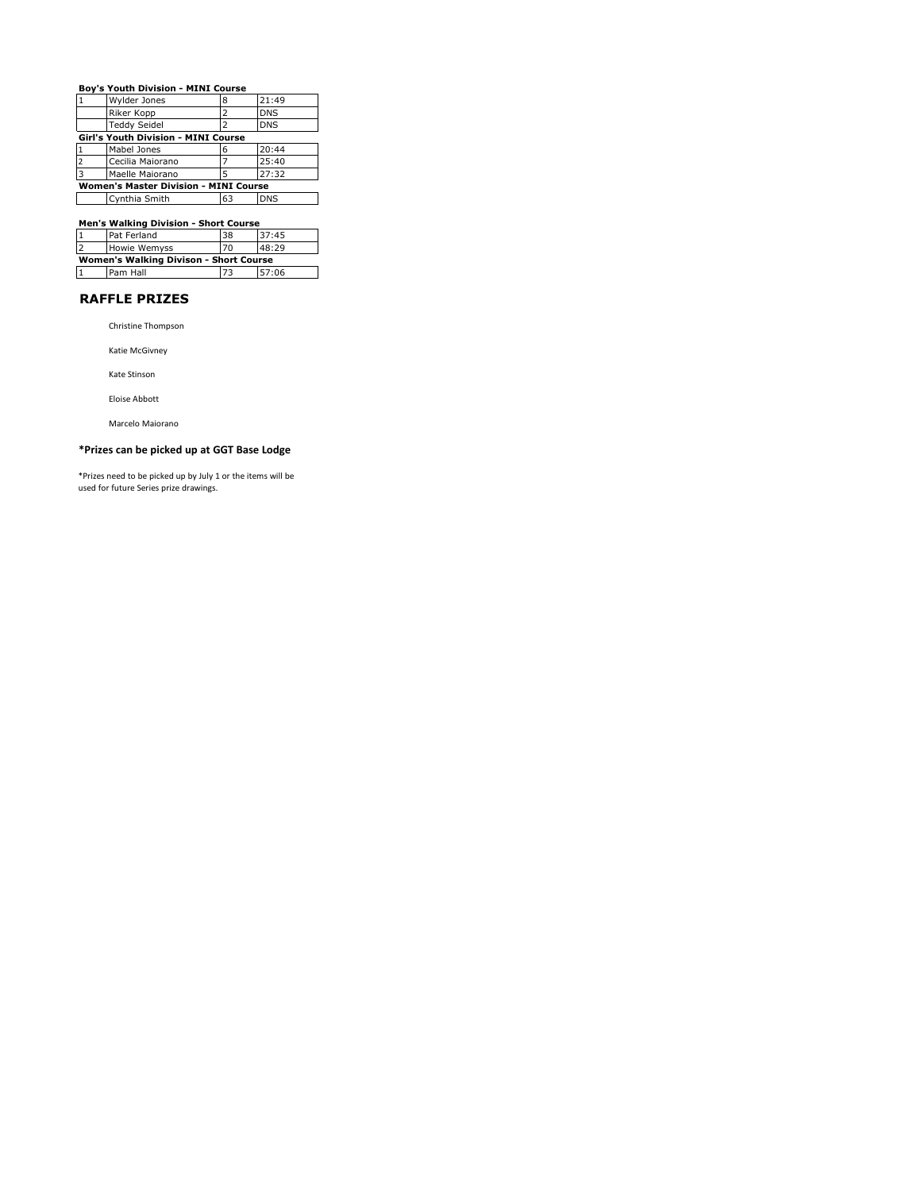**Boy's Youth Division - MINI Course**

| | | | |
|---|---|---|---|
| 1 | Wylder Jones | 8 | 21:49 |
| | Riker Kopp | 2 | DNS |
| | Teddy Seidel | 2 | DNS |

**Girl's Youth Division - MINI Course**

| | | | |
|---|---|---|---|
| 1 | Mabel Jones | 6 | 20:44 |
| 2 | Cecilia Maiorano | 7 | 25:40 |
| 3 | Maelle Maiorano | 5 | 27:32 |

**Women's Master Division - MINI Course**

| | | | |
|---|---|---|---|
| | Cynthia Smith | 63 | DNS |

**Men's Walking Division - Short Course**

| | | | |
|---|---|---|---|
| 1 | Pat Ferland | 38 | 37:45 |
| 2 | Howie Wemyss | 70 | 48:29 |

**Women's Walking Divison - Short Course**

| | | | |
|---|---|---|---|
| 1 | Pam Hall | 73 | 57:06 |

## RAFFLE PRIZES

Christine Thompson

Katie McGivney

Kate Stinson

Eloise Abbott

Marcelo Maiorano

**\*Prizes can be picked up at GGT Base Lodge**

\*Prizes need to be picked up by July 1 or the items will be used for future Series prize drawings.